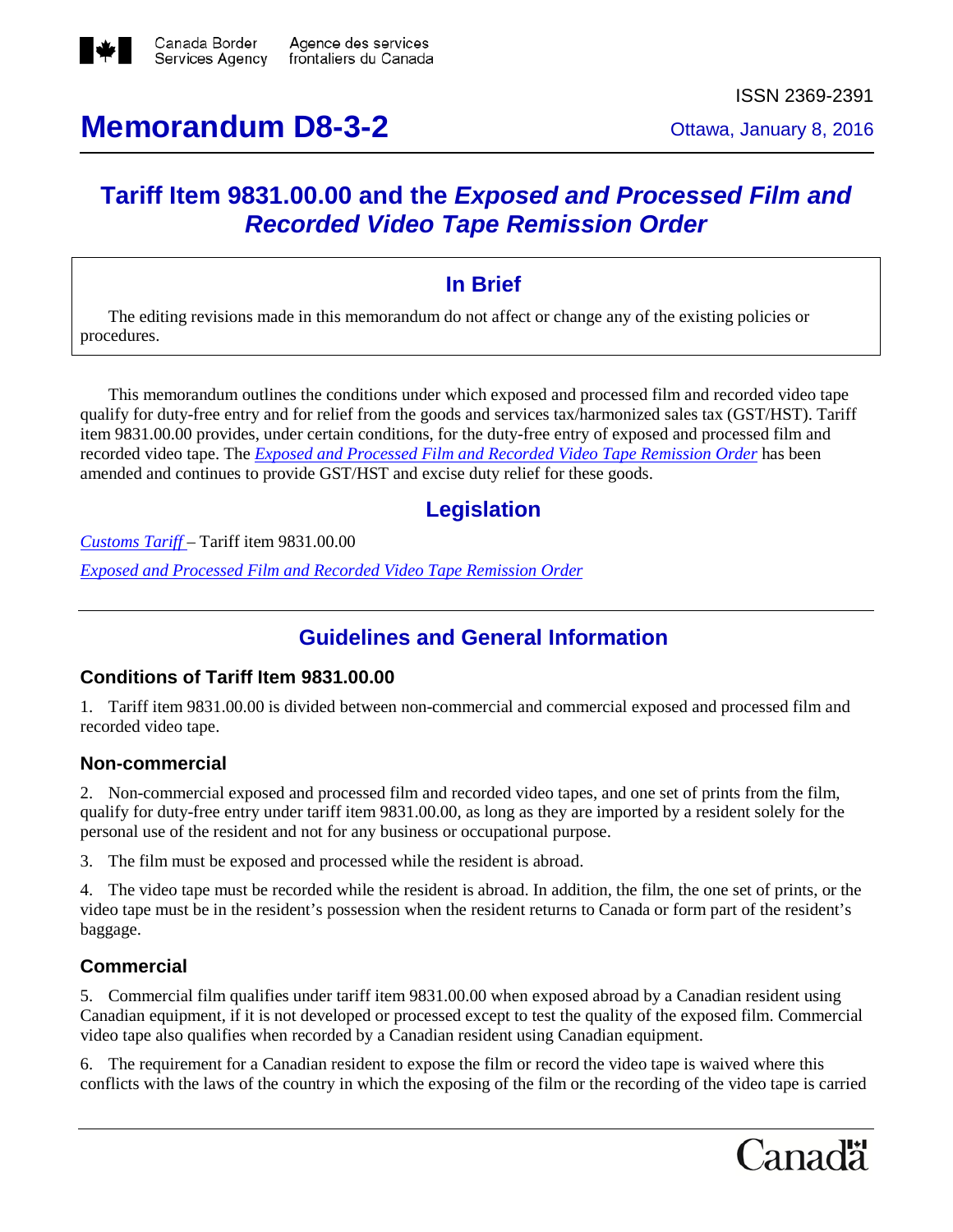Canada Border Services Agency | Agence des services frontaliers du Canada

ISSN 2369-2391

# Memorandum D8-3-2

Ottawa, January 8, 2016

## Tariff Item 9831.00.00 and the *Exposed and Processed Film and Recorded Video Tape Remission Order*

### In Brief

The editing revisions made in this memorandum do not affect or change any of the existing policies or procedures.

This memorandum outlines the conditions under which exposed and processed film and recorded video tape qualify for duty-free entry and for relief from the goods and services tax/harmonized sales tax (GST/HST). Tariff item 9831.00.00 provides, under certain conditions, for the duty-free entry of exposed and processed film and recorded video tape. The *Exposed and Processed Film and Recorded Video Tape Remission Order* has been amended and continues to provide GST/HST and excise duty relief for these goods.

## Legislation

*Customs Tariff* – Tariff item 9831.00.00

*Exposed and Processed Film and Recorded Video Tape Remission Order*

## Guidelines and General Information

### Conditions of Tariff Item 9831.00.00

1. Tariff item 9831.00.00 is divided between non-commercial and commercial exposed and processed film and recorded video tape.

### Non-commercial

2. Non-commercial exposed and processed film and recorded video tapes, and one set of prints from the film, qualify for duty-free entry under tariff item 9831.00.00, as long as they are imported by a resident solely for the personal use of the resident and not for any business or occupational purpose.

3. The film must be exposed and processed while the resident is abroad.

4. The video tape must be recorded while the resident is abroad. In addition, the film, the one set of prints, or the video tape must be in the resident's possession when the resident returns to Canada or form part of the resident's baggage.

### Commercial

5. Commercial film qualifies under tariff item 9831.00.00 when exposed abroad by a Canadian resident using Canadian equipment, if it is not developed or processed except to test the quality of the exposed film. Commercial video tape also qualifies when recorded by a Canadian resident using Canadian equipment.

6. The requirement for a Canadian resident to expose the film or record the video tape is waived where this conflicts with the laws of the country in which the exposing of the film or the recording of the video tape is carried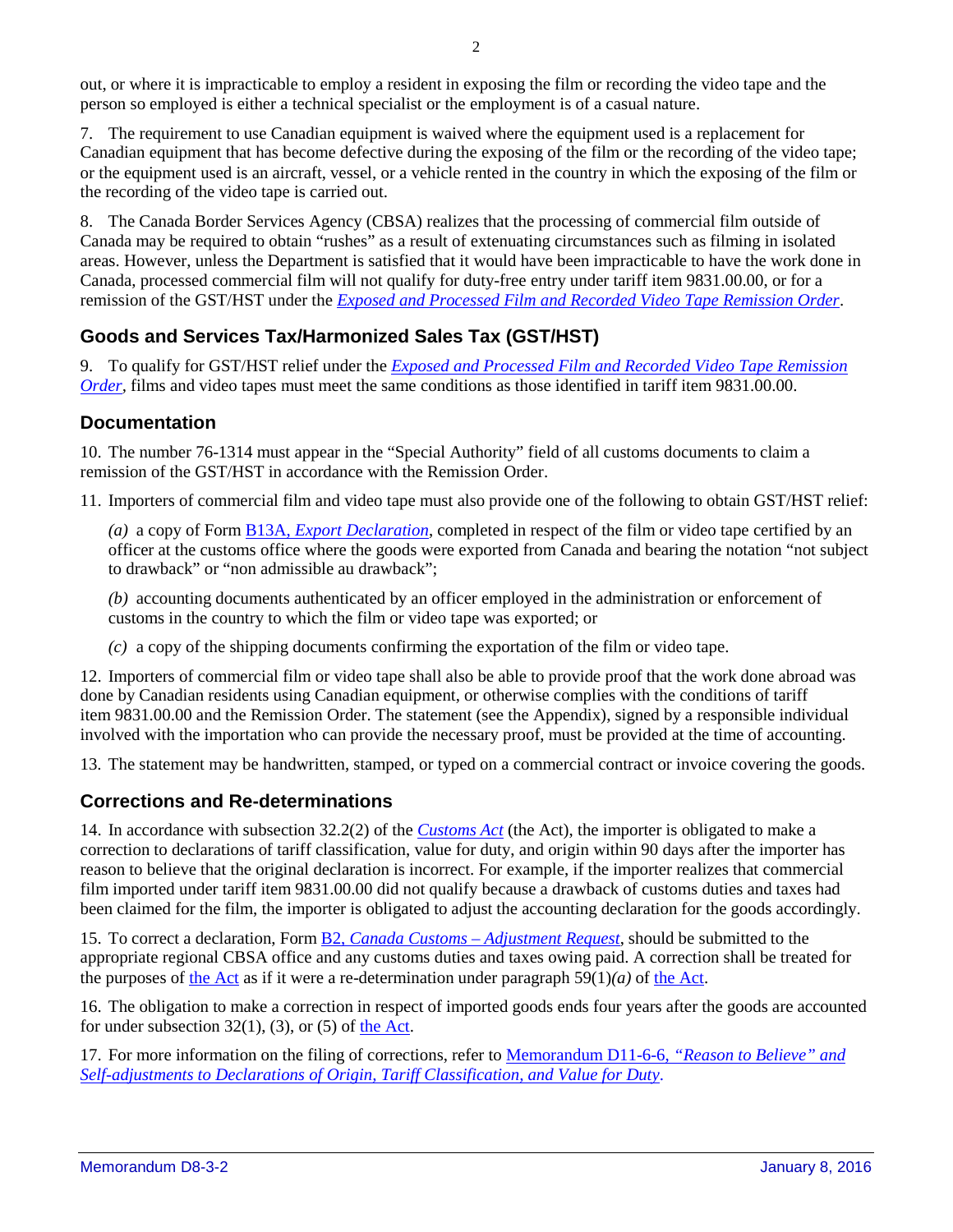out, or where it is impracticable to employ a resident in exposing the film or recording the video tape and the person so employed is either a technical specialist or the employment is of a casual nature.

7. The requirement to use Canadian equipment is waived where the equipment used is a replacement for Canadian equipment that has become defective during the exposing of the film or the recording of the video tape; or the equipment used is an aircraft, vessel, or a vehicle rented in the country in which the exposing of the film or the recording of the video tape is carried out.

8. The Canada Border Services Agency (CBSA) realizes that the processing of commercial film outside of Canada may be required to obtain "rushes" as a result of extenuating circumstances such as filming in isolated areas. However, unless the Department is satisfied that it would have been impracticable to have the work done in Canada, processed commercial film will not qualify for duty-free entry under tariff item 9831.00.00, or for a remission of the GST/HST under the *Exposed and Processed Film and Recorded Video Tape Remission Order*.

## Goods and Services Tax/Harmonized Sales Tax (GST/HST)

9. To qualify for GST/HST relief under the *Exposed and Processed Film and Recorded Video Tape Remission Order*, films and video tapes must meet the same conditions as those identified in tariff item 9831.00.00.

## Documentation

10. The number 76-1314 must appear in the "Special Authority" field of all customs documents to claim a remission of the GST/HST in accordance with the Remission Order.

11. Importers of commercial film and video tape must also provide one of the following to obtain GST/HST relief:

*(a)* a copy of Form B13A, *Export Declaration*, completed in respect of the film or video tape certified by an officer at the customs office where the goods were exported from Canada and bearing the notation "not subject to drawback" or "non admissible au drawback";

*(b)* accounting documents authenticated by an officer employed in the administration or enforcement of customs in the country to which the film or video tape was exported; or

*(c)* a copy of the shipping documents confirming the exportation of the film or video tape.

12. Importers of commercial film or video tape shall also be able to provide proof that the work done abroad was done by Canadian residents using Canadian equipment, or otherwise complies with the conditions of tariff item 9831.00.00 and the Remission Order. The statement (see the Appendix), signed by a responsible individual involved with the importation who can provide the necessary proof, must be provided at the time of accounting.

13. The statement may be handwritten, stamped, or typed on a commercial contract or invoice covering the goods.

## Corrections and Re-determinations

14. In accordance with subsection 32.2(2) of the *Customs Act* (the Act), the importer is obligated to make a correction to declarations of tariff classification, value for duty, and origin within 90 days after the importer has reason to believe that the original declaration is incorrect. For example, if the importer realizes that commercial film imported under tariff item 9831.00.00 did not qualify because a drawback of customs duties and taxes had been claimed for the film, the importer is obligated to adjust the accounting declaration for the goods accordingly.

15. To correct a declaration, Form B2, *Canada Customs – Adjustment Request*, should be submitted to the appropriate regional CBSA office and any customs duties and taxes owing paid. A correction shall be treated for the purposes of the Act as if it were a re-determination under paragraph 59(1)*(a)* of the Act.

16. The obligation to make a correction in respect of imported goods ends four years after the goods are accounted for under subsection 32(1), (3), or (5) of the Act.

17. For more information on the filing of corrections, refer to Memorandum D11-6-6, *"Reason to Believe" and Self-adjustments to Declarations of Origin, Tariff Classification, and Value for Duty*.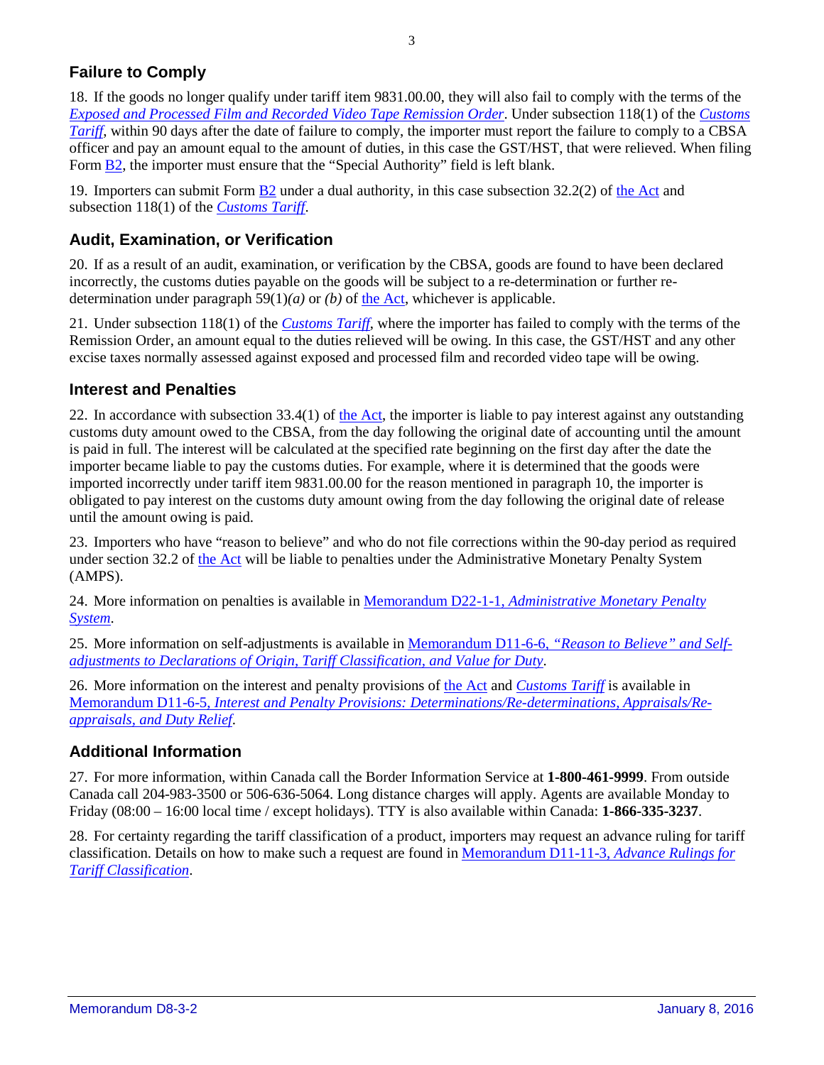## Failure to Comply

18. If the goods no longer qualify under tariff item 9831.00.00, they will also fail to comply with the terms of the *Exposed and Processed Film and Recorded Video Tape Remission Order*. Under subsection 118(1) of the *Customs Tariff*, within 90 days after the date of failure to comply, the importer must report the failure to comply to a CBSA officer and pay an amount equal to the amount of duties, in this case the GST/HST, that were relieved. When filing Form B2, the importer must ensure that the "Special Authority" field is left blank.

19. Importers can submit Form B2 under a dual authority, in this case subsection 32.2(2) of the Act and subsection 118(1) of the *Customs Tariff*.

## Audit, Examination, or Verification

20. If as a result of an audit, examination, or verification by the CBSA, goods are found to have been declared incorrectly, the customs duties payable on the goods will be subject to a re-determination or further re-determination under paragraph 59(1)*(a)* or *(b)* of the Act, whichever is applicable.

21. Under subsection 118(1) of the *Customs Tariff*, where the importer has failed to comply with the terms of the Remission Order, an amount equal to the duties relieved will be owing. In this case, the GST/HST and any other excise taxes normally assessed against exposed and processed film and recorded video tape will be owing.

## Interest and Penalties

22. In accordance with subsection 33.4(1) of the Act, the importer is liable to pay interest against any outstanding customs duty amount owed to the CBSA, from the day following the original date of accounting until the amount is paid in full. The interest will be calculated at the specified rate beginning on the first day after the date the importer became liable to pay the customs duties. For example, where it is determined that the goods were imported incorrectly under tariff item 9831.00.00 for the reason mentioned in paragraph 10, the importer is obligated to pay interest on the customs duty amount owing from the day following the original date of release until the amount owing is paid.

23. Importers who have "reason to believe" and who do not file corrections within the 90-day period as required under section 32.2 of the Act will be liable to penalties under the Administrative Monetary Penalty System (AMPS).

24. More information on penalties is available in Memorandum D22-1-1, *Administrative Monetary Penalty System*.

25. More information on self-adjustments is available in Memorandum D11-6-6, *"Reason to Believe" and Self-adjustments to Declarations of Origin, Tariff Classification, and Value for Duty*.

26. More information on the interest and penalty provisions of the Act and *Customs Tariff* is available in Memorandum D11-6-5, *Interest and Penalty Provisions: Determinations/Re-determinations, Appraisals/Re-appraisals, and Duty Relief*.

## Additional Information

27. For more information, within Canada call the Border Information Service at **1-800-461-9999**. From outside Canada call 204-983-3500 or 506-636-5064. Long distance charges will apply. Agents are available Monday to Friday (08:00 – 16:00 local time / except holidays). TTY is also available within Canada: **1-866-335-3237**.

28. For certainty regarding the tariff classification of a product, importers may request an advance ruling for tariff classification. Details on how to make such a request are found in Memorandum D11-11-3, *Advance Rulings for Tariff Classification*.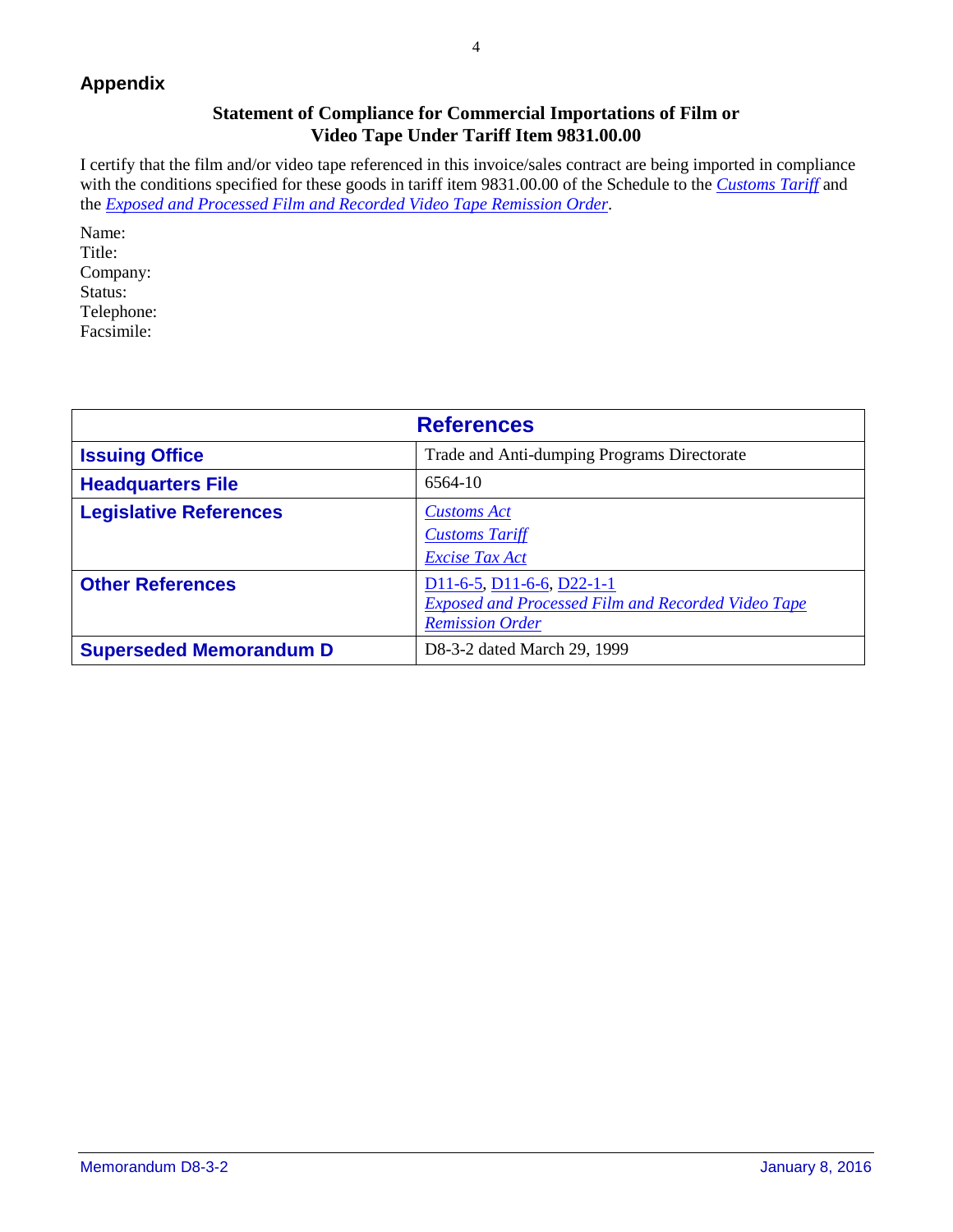## Appendix

**Statement of Compliance for Commercial Importations of Film or Video Tape Under Tariff Item 9831.00.00**

I certify that the film and/or video tape referenced in this invoice/sales contract are being imported in compliance with the conditions specified for these goods in tariff item 9831.00.00 of the Schedule to the *Customs Tariff* and the *Exposed and Processed Film and Recorded Video Tape Remission Order*.

Name:
Title:
Company:
Status:
Telephone:
Facsimile:

| References | |
|---|---|
| **Issuing Office** | Trade and Anti-dumping Programs Directorate |
| **Headquarters File** | 6564-10 |
| **Legislative References** | *Customs Act*<br>*Customs Tariff*<br>*Excise Tax Act* |
| **Other References** | D11-6-5, D11-6-6, D22-1-1<br>*Exposed and Processed Film and Recorded Video Tape Remission Order* |
| **Superseded Memorandum D** | D8-3-2 dated March 29, 1999 |